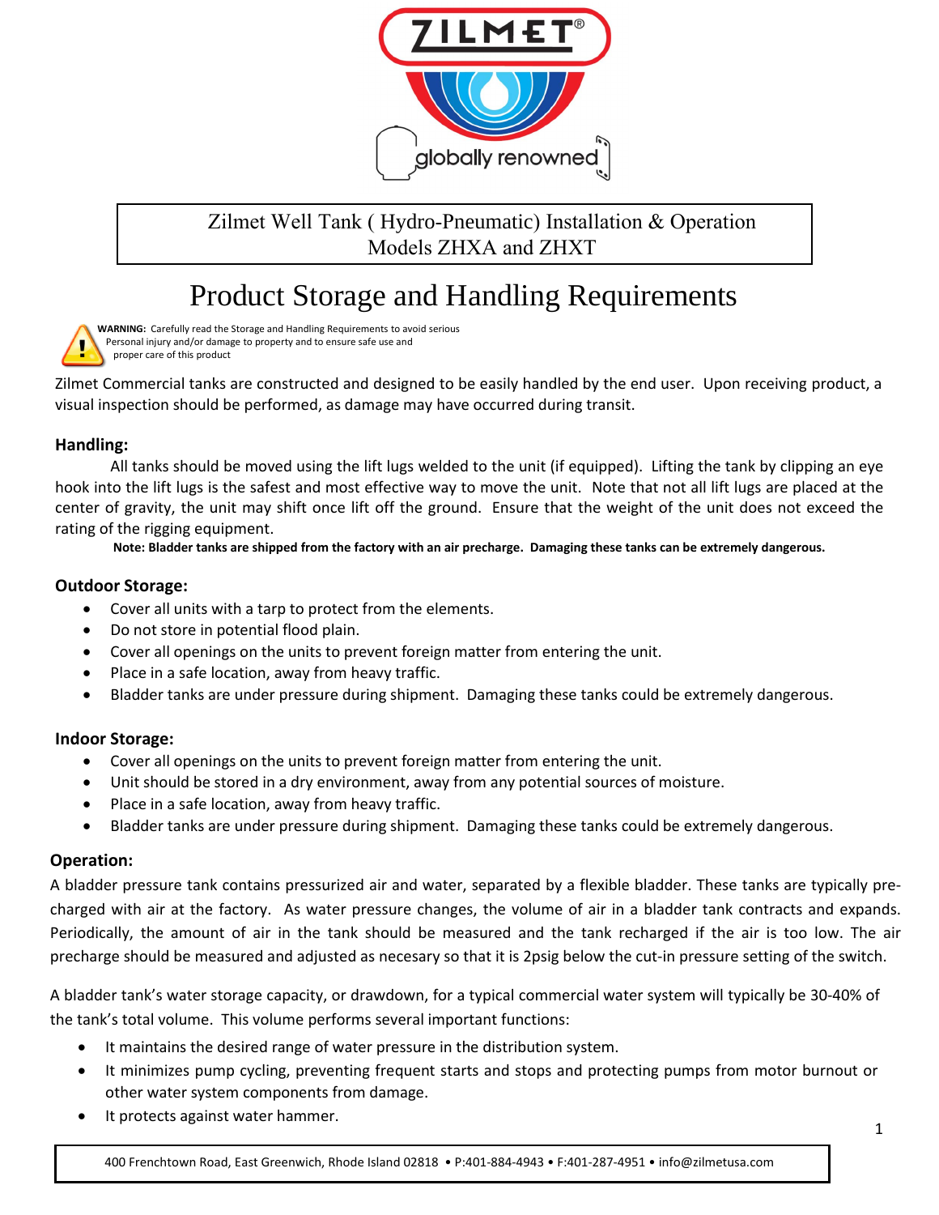Zilmet Well Tank ( Hydro-Pneumatic) Installation & Operation
Models ZHXA and ZHXT

# Product Storage and Handling Requirements

**WARNING:** Carefully read the Storage and Handling Requirements to avoid serious Personal injury and/or damage to property and to ensure safe use and proper care of this product

Zilmet Commercial tanks are constructed and designed to be easily handled by the end user. Upon receiving product, a visual inspection should be performed, as damage may have occurred during transit.

### Handling:

All tanks should be moved using the lift lugs welded to the unit (if equipped). Lifting the tank by clipping an eye hook into the lift lugs is the safest and most effective way to move the unit. Note that not all lift lugs are placed at the center of gravity, the unit may shift once lift off the ground. Ensure that the weight of the unit does not exceed the rating of the rigging equipment.

**Note: Bladder tanks are shipped from the factory with an air precharge. Damaging these tanks can be extremely dangerous.**

### Outdoor Storage:

- Cover all units with a tarp to protect from the elements.
- Do not store in potential flood plain.
- Cover all openings on the units to prevent foreign matter from entering the unit.
- Place in a safe location, away from heavy traffic.
- Bladder tanks are under pressure during shipment. Damaging these tanks could be extremely dangerous.

### Indoor Storage:

- Cover all openings on the units to prevent foreign matter from entering the unit.
- Unit should be stored in a dry environment, away from any potential sources of moisture.
- Place in a safe location, away from heavy traffic.
- Bladder tanks are under pressure during shipment. Damaging these tanks could be extremely dangerous.

### Operation:

A bladder pressure tank contains pressurized air and water, separated by a flexible bladder. These tanks are typically pre-charged with air at the factory. As water pressure changes, the volume of air in a bladder tank contracts and expands. Periodically, the amount of air in the tank should be measured and the tank recharged if the air is too low. The air precharge should be measured and adjusted as necesary so that it is 2psig below the cut-in pressure setting of the switch.

A bladder tank's water storage capacity, or drawdown, for a typical commercial water system will typically be 30-40% of the tank's total volume. This volume performs several important functions:

- It maintains the desired range of water pressure in the distribution system.
- It minimizes pump cycling, preventing frequent starts and stops and protecting pumps from motor burnout or other water system components from damage.
- It protects against water hammer.

400 Frenchtown Road, East Greenwich, Rhode Island 02818 • P:401-884-4943 • F:401-287-4951 • info@zilmetusa.com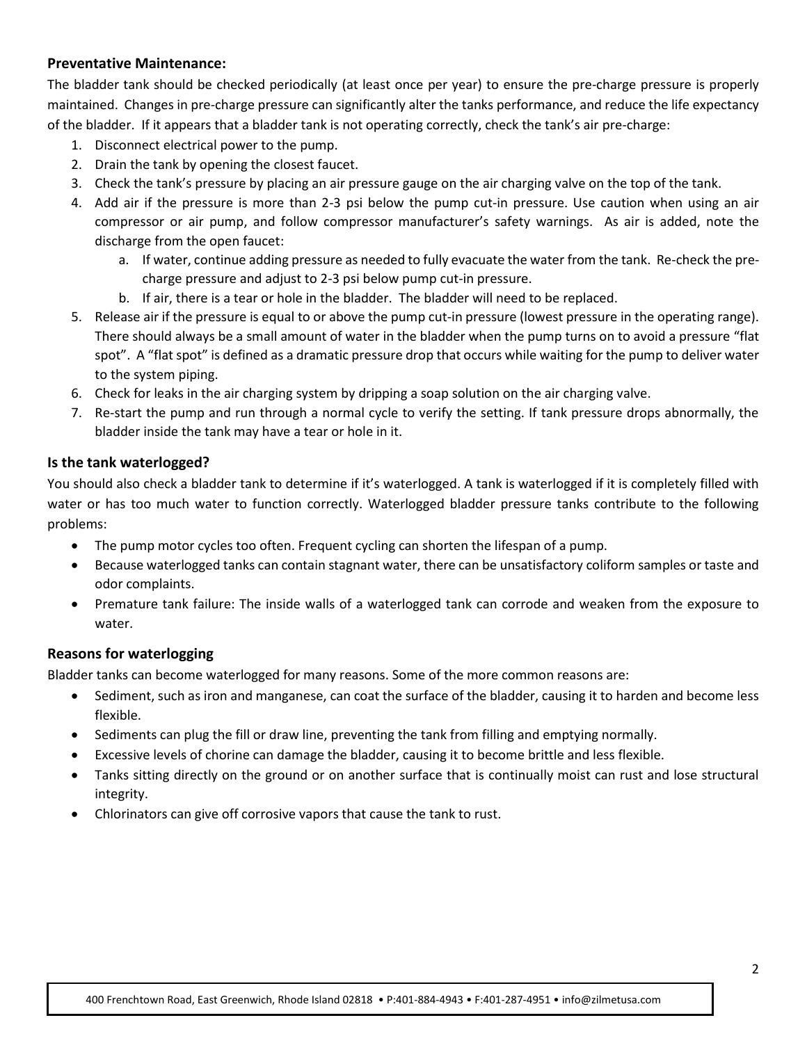### Preventative Maintenance:

The bladder tank should be checked periodically (at least once per year) to ensure the pre-charge pressure is properly maintained. Changes in pre-charge pressure can significantly alter the tanks performance, and reduce the life expectancy of the bladder. If it appears that a bladder tank is not operating correctly, check the tank's air pre-charge:

1. Disconnect electrical power to the pump.
2. Drain the tank by opening the closest faucet.
3. Check the tank's pressure by placing an air pressure gauge on the air charging valve on the top of the tank.
4. Add air if the pressure is more than 2-3 psi below the pump cut-in pressure. Use caution when using an air compressor or air pump, and follow compressor manufacturer's safety warnings. As air is added, note the discharge from the open faucet:
   a. If water, continue adding pressure as needed to fully evacuate the water from the tank. Re-check the pre-charge pressure and adjust to 2-3 psi below pump cut-in pressure.
   b. If air, there is a tear or hole in the bladder. The bladder will need to be replaced.
5. Release air if the pressure is equal to or above the pump cut-in pressure (lowest pressure in the operating range). There should always be a small amount of water in the bladder when the pump turns on to avoid a pressure "flat spot". A "flat spot" is defined as a dramatic pressure drop that occurs while waiting for the pump to deliver water to the system piping.
6. Check for leaks in the air charging system by dripping a soap solution on the air charging valve.
7. Re-start the pump and run through a normal cycle to verify the setting. If tank pressure drops abnormally, the bladder inside the tank may have a tear or hole in it.

### Is the tank waterlogged?

You should also check a bladder tank to determine if it's waterlogged. A tank is waterlogged if it is completely filled with water or has too much water to function correctly. Waterlogged bladder pressure tanks contribute to the following problems:

- The pump motor cycles too often. Frequent cycling can shorten the lifespan of a pump.
- Because waterlogged tanks can contain stagnant water, there can be unsatisfactory coliform samples or taste and odor complaints.
- Premature tank failure: The inside walls of a waterlogged tank can corrode and weaken from the exposure to water.

### Reasons for waterlogging

Bladder tanks can become waterlogged for many reasons. Some of the more common reasons are:

- Sediment, such as iron and manganese, can coat the surface of the bladder, causing it to harden and become less flexible.
- Sediments can plug the fill or draw line, preventing the tank from filling and emptying normally.
- Excessive levels of chorine can damage the bladder, causing it to become brittle and less flexible.
- Tanks sitting directly on the ground or on another surface that is continually moist can rust and lose structural integrity.
- Chlorinators can give off corrosive vapors that cause the tank to rust.

400 Frenchtown Road, East Greenwich, Rhode Island 02818 • P:401-884-4943 • F:401-287-4951 • info@zilmetusa.com